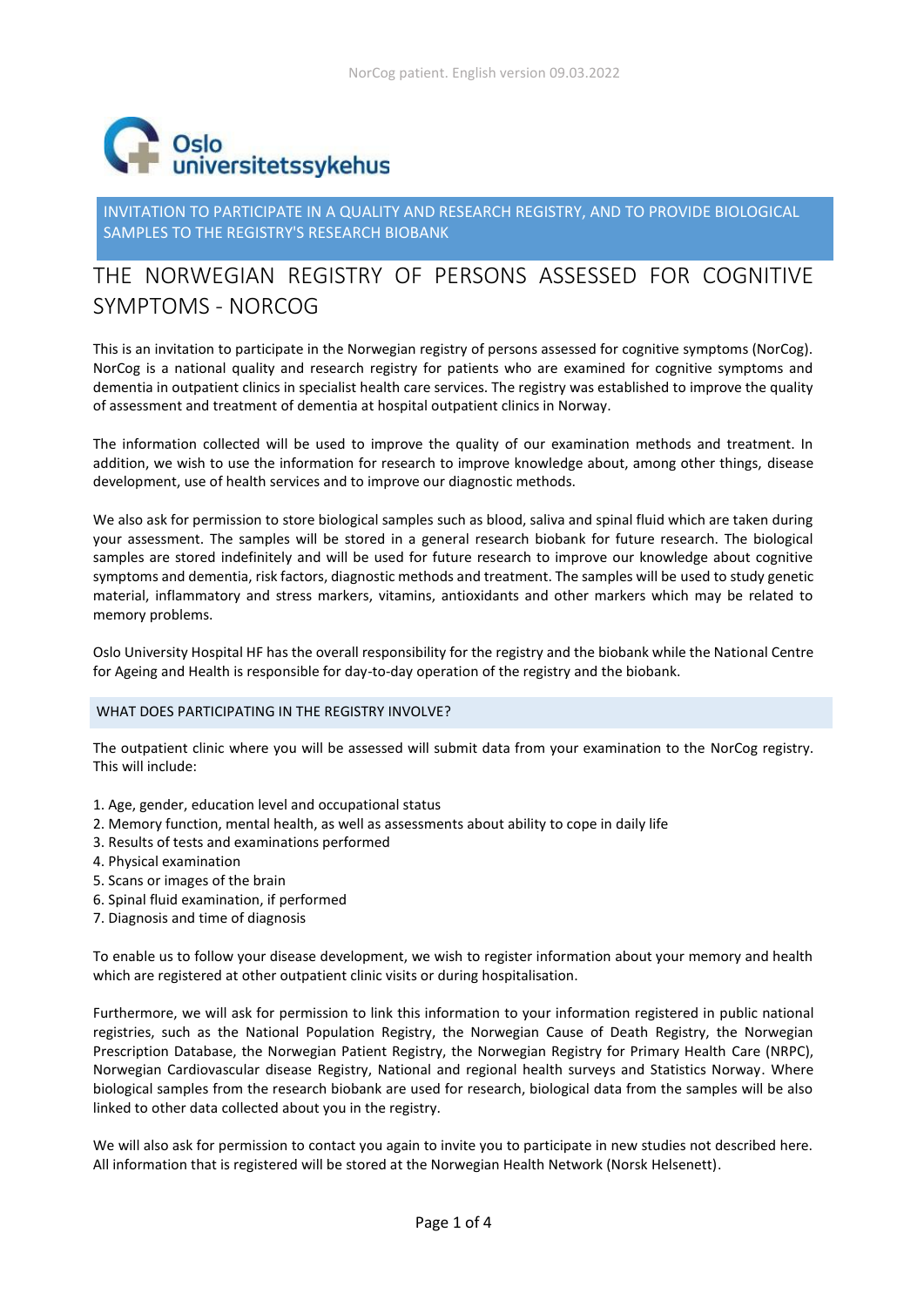Oslo universitetssykehus

## INVITATION TO PARTICIPATE IN A QUALITY AND RESEARCH REGISTRY, AND TO PROVIDE BIOLOGICAL SAMPLES TO THE REGISTRY'S RESEARCH BIOBANK

# THE NORWEGIAN REGISTRY OF PERSONS ASSESSED FOR COGNITIVE SYMPTOMS - NORCOG

This is an invitation to participate in the Norwegian registry of persons assessed for cognitive symptoms (NorCog). NorCog is a national quality and research registry for patients who are examined for cognitive symptoms and dementia in outpatient clinics in specialist health care services. The registry was established to improve the quality of assessment and treatment of dementia at hospital outpatient clinics in Norway.

The information collected will be used to improve the quality of our examination methods and treatment. In addition, we wish to use the information for research to improve knowledge about, among other things, disease development, use of health services and to improve our diagnostic methods.

We also ask for permission to store biological samples such as blood, saliva and spinal fluid which are taken during your assessment. The samples will be stored in a general research biobank for future research. The biological samples are stored indefinitely and will be used for future research to improve our knowledge about cognitive symptoms and dementia, risk factors, diagnostic methods and treatment. The samples will be used to study genetic material, inflammatory and stress markers, vitamins, antioxidants and other markers which may be related to memory problems.

Oslo University Hospital HF has the overall responsibility for the registry and the biobank while the National Centre for Ageing and Health is responsible for day-to-day operation of the registry and the biobank.

## WHAT DOES PARTICIPATING IN THE REGISTRY INVOLVE?

The outpatient clinic where you will be assessed will submit data from your examination to the NorCog registry. This will include:

1. Age, gender, education level and occupational status
2. Memory function, mental health, as well as assessments about ability to cope in daily life
3. Results of tests and examinations performed
4. Physical examination
5. Scans or images of the brain
6. Spinal fluid examination, if performed
7. Diagnosis and time of diagnosis

To enable us to follow your disease development, we wish to register information about your memory and health which are registered at other outpatient clinic visits or during hospitalisation.

Furthermore, we will ask for permission to link this information to your information registered in public national registries, such as the National Population Registry, the Norwegian Cause of Death Registry, the Norwegian Prescription Database, the Norwegian Patient Registry, the Norwegian Registry for Primary Health Care (NRPC), Norwegian Cardiovascular disease Registry, National and regional health surveys and Statistics Norway. Where biological samples from the research biobank are used for research, biological data from the samples will be also linked to other data collected about you in the registry.

We will also ask for permission to contact you again to invite you to participate in new studies not described here. All information that is registered will be stored at the Norwegian Health Network (Norsk Helsenett).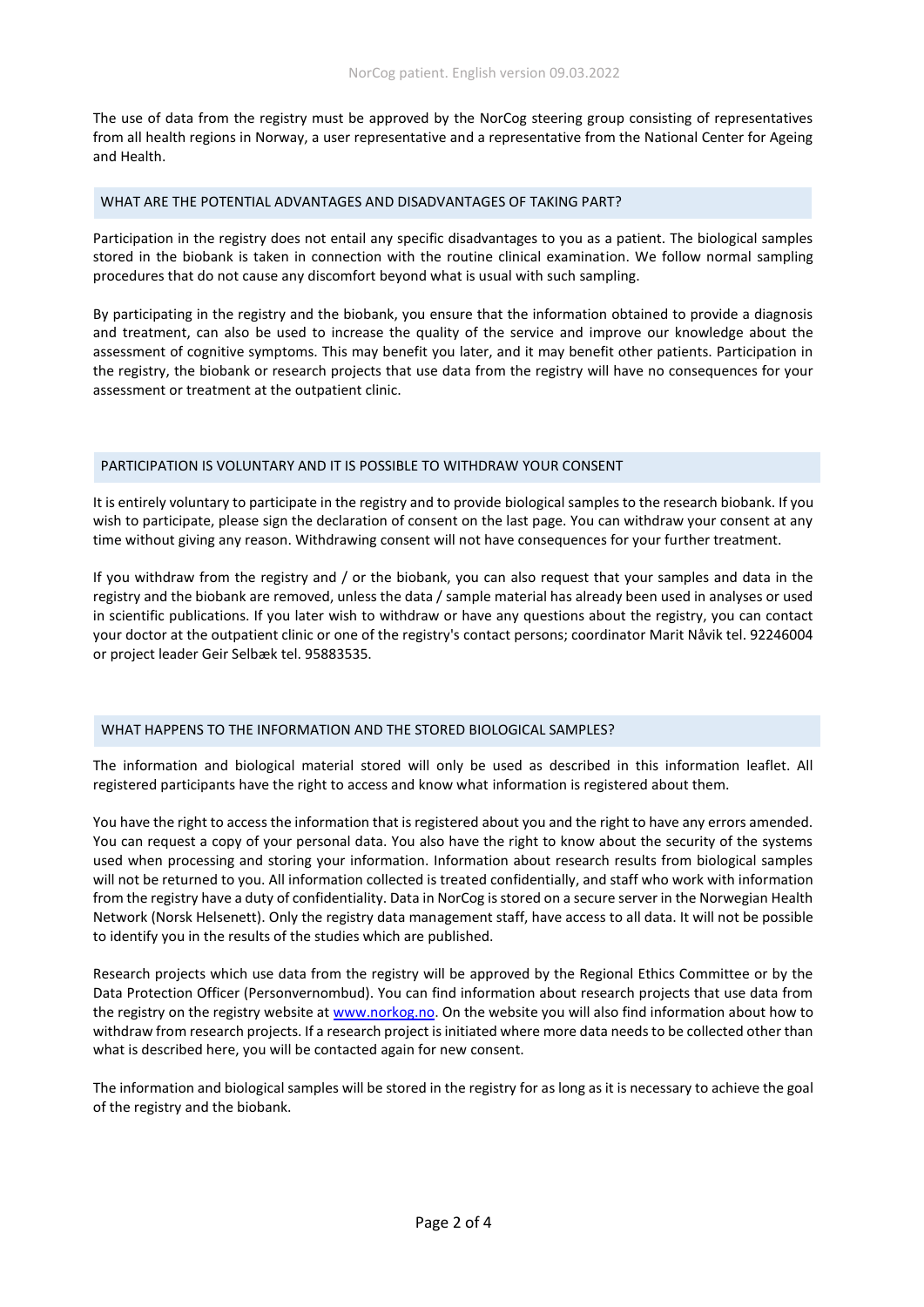The use of data from the registry must be approved by the NorCog steering group consisting of representatives from all health regions in Norway, a user representative and a representative from the National Center for Ageing and Health.

## WHAT ARE THE POTENTIAL ADVANTAGES AND DISADVANTAGES OF TAKING PART?

Participation in the registry does not entail any specific disadvantages to you as a patient. The biological samples stored in the biobank is taken in connection with the routine clinical examination. We follow normal sampling procedures that do not cause any discomfort beyond what is usual with such sampling.

By participating in the registry and the biobank, you ensure that the information obtained to provide a diagnosis and treatment, can also be used to increase the quality of the service and improve our knowledge about the assessment of cognitive symptoms. This may benefit you later, and it may benefit other patients. Participation in the registry, the biobank or research projects that use data from the registry will have no consequences for your assessment or treatment at the outpatient clinic.

## PARTICIPATION IS VOLUNTARY AND IT IS POSSIBLE TO WITHDRAW YOUR CONSENT

It is entirely voluntary to participate in the registry and to provide biological samples to the research biobank. If you wish to participate, please sign the declaration of consent on the last page. You can withdraw your consent at any time without giving any reason. Withdrawing consent will not have consequences for your further treatment.

If you withdraw from the registry and / or the biobank, you can also request that your samples and data in the registry and the biobank are removed, unless the data / sample material has already been used in analyses or used in scientific publications. If you later wish to withdraw or have any questions about the registry, you can contact your doctor at the outpatient clinic or one of the registry's contact persons; coordinator Marit Nåvik tel. 92246004 or project leader Geir Selbæk tel. 95883535.

## WHAT HAPPENS TO THE INFORMATION AND THE STORED BIOLOGICAL SAMPLES?

The information and biological material stored will only be used as described in this information leaflet. All registered participants have the right to access and know what information is registered about them.

You have the right to access the information that is registered about you and the right to have any errors amended. You can request a copy of your personal data. You also have the right to know about the security of the systems used when processing and storing your information. Information about research results from biological samples will not be returned to you. All information collected is treated confidentially, and staff who work with information from the registry have a duty of confidentiality. Data in NorCog is stored on a secure server in the Norwegian Health Network (Norsk Helsenett). Only the registry data management staff, have access to all data. It will not be possible to identify you in the results of the studies which are published.

Research projects which use data from the registry will be approved by the Regional Ethics Committee or by the Data Protection Officer (Personvernombud). You can find information about research projects that use data from the registry on the registry website at [www.norkog.no](http://www.norkog.no). On the website you will also find information about how to withdraw from research projects. If a research project is initiated where more data needs to be collected other than what is described here, you will be contacted again for new consent.

The information and biological samples will be stored in the registry for as long as it is necessary to achieve the goal of the registry and the biobank.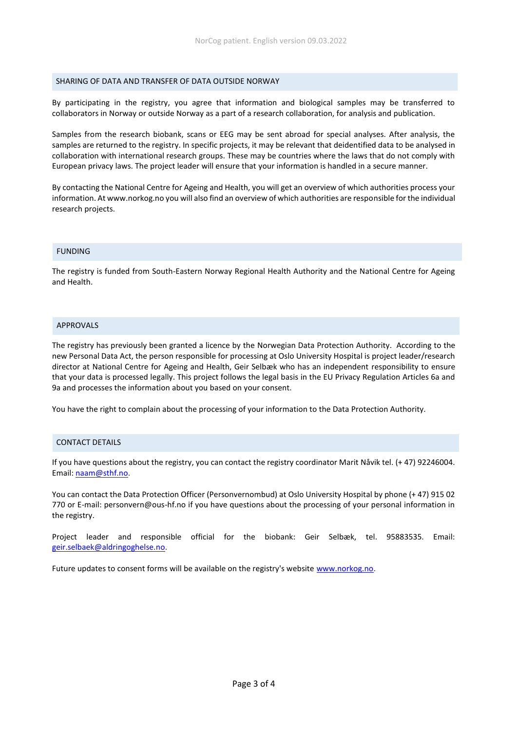## SHARING OF DATA AND TRANSFER OF DATA OUTSIDE NORWAY

By participating in the registry, you agree that information and biological samples may be transferred to collaborators in Norway or outside Norway as a part of a research collaboration, for analysis and publication.

Samples from the research biobank, scans or EEG may be sent abroad for special analyses. After analysis, the samples are returned to the registry. In specific projects, it may be relevant that deidentified data to be analysed in collaboration with international research groups. These may be countries where the laws that do not comply with European privacy laws. The project leader will ensure that your information is handled in a secure manner.

By contacting the National Centre for Ageing and Health, you will get an overview of which authorities process your information. At www.norkog.no you will also find an overview of which authorities are responsible for the individual research projects.

## FUNDING

The registry is funded from South-Eastern Norway Regional Health Authority and the National Centre for Ageing and Health.

## APPROVALS

The registry has previously been granted a licence by the Norwegian Data Protection Authority. According to the new Personal Data Act, the person responsible for processing at Oslo University Hospital is project leader/research director at National Centre for Ageing and Health, Geir Selbæk who has an independent responsibility to ensure that your data is processed legally. This project follows the legal basis in the EU Privacy Regulation Articles 6a and 9a and processes the information about you based on your consent.

You have the right to complain about the processing of your information to the Data Protection Authority.

## CONTACT DETAILS

If you have questions about the registry, you can contact the registry coordinator Marit Nåvik tel. (+ 47) 92246004. Email: naam@sthf.no.

You can contact the Data Protection Officer (Personvernombud) at Oslo University Hospital by phone (+ 47) 915 02 770 or E-mail: personvern@ous-hf.no if you have questions about the processing of your personal information in the registry.

Project leader and responsible official for the biobank: Geir Selbæk, tel. 95883535. Email: geir.selbaek@aldringoghelse.no.

Future updates to consent forms will be available on the registry's website www.norkog.no.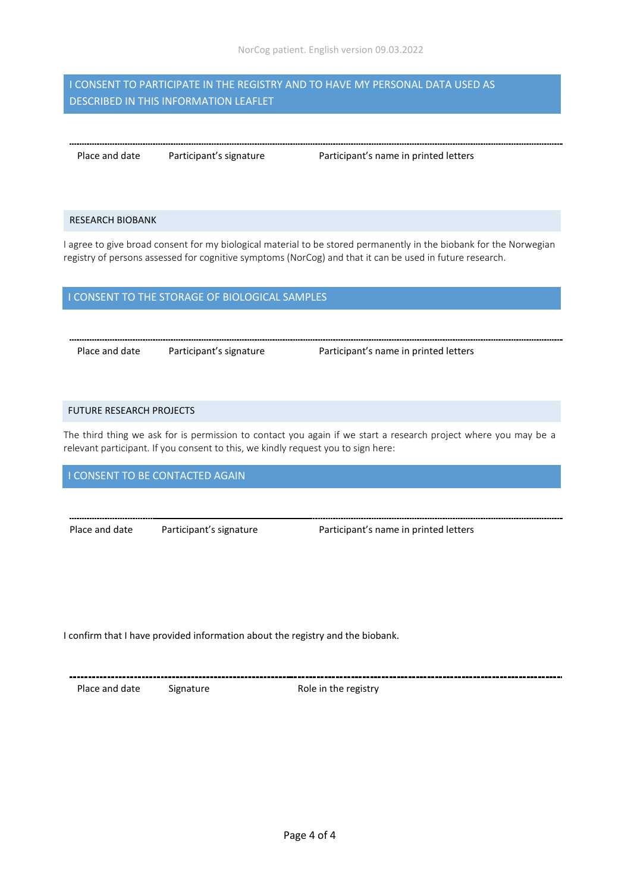## I CONSENT TO PARTICIPATE IN THE REGISTRY AND TO HAVE MY PERSONAL DATA USED AS DESCRIBED IN THIS INFORMATION LEAFLET

---

Place and date    Participant's signature    Participant's name in printed letters

### RESEARCH BIOBANK

I agree to give broad consent for my biological material to be stored permanently in the biobank for the Norwegian registry of persons assessed for cognitive symptoms (NorCog) and that it can be used in future research.

## I CONSENT TO THE STORAGE OF BIOLOGICAL SAMPLES

---

Place and date    Participant's signature    Participant's name in printed letters

### FUTURE RESEARCH PROJECTS

The third thing we ask for is permission to contact you again if we start a research project where you may be a relevant participant. If you consent to this, we kindly request you to sign here:

## I CONSENT TO BE CONTACTED AGAIN

---

Place and date    Participant's signature    Participant's name in printed letters

I confirm that I have provided information about the registry and the biobank.

---

Place and date    Signature    Role in the registry